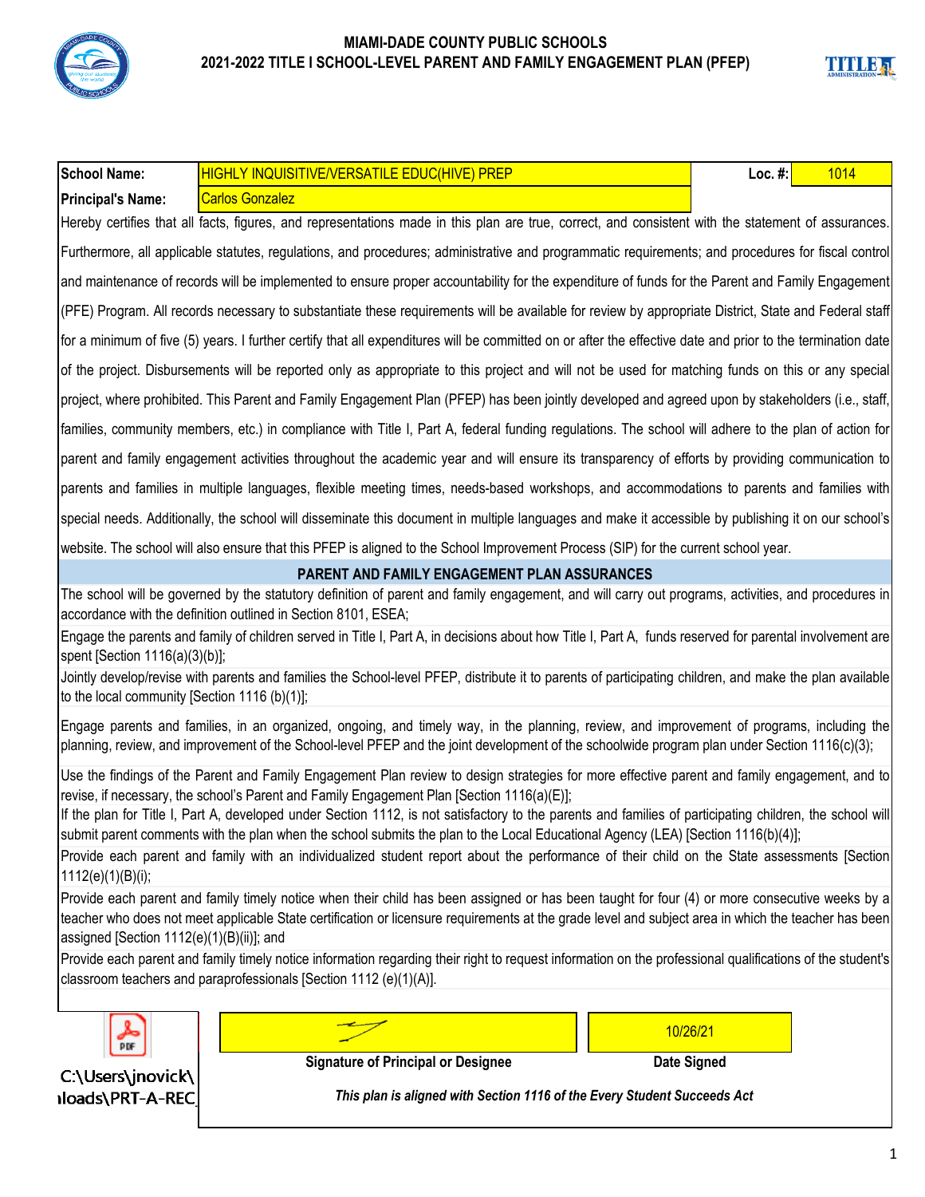# MIAMI-DADE COUNTY PUBLIC SCHOOLS
## 2021-2022 TITLE I SCHOOL-LEVEL PARENT AND FAMILY ENGAGEMENT PLAN (PFEP)

| School Name: | HIGHLY INQUISITIVE/VERSATILE EDUC(HIVE) PREP | Loc. #: | 1014 |
|---|---|---|---|
| Principal's Name: | Carlos Gonzalez | | |

Hereby certifies that all facts, figures, and representations made in this plan are true, correct, and consistent with the statement of assurances. Furthermore, all applicable statutes, regulations, and procedures; administrative and programmatic requirements; and procedures for fiscal control and maintenance of records will be implemented to ensure proper accountability for the expenditure of funds for the Parent and Family Engagement (PFE) Program. All records necessary to substantiate these requirements will be available for review by appropriate District, State and Federal staff for a minimum of five (5) years. I further certify that all expenditures will be committed on or after the effective date and prior to the termination date of the project. Disbursements will be reported only as appropriate to this project and will not be used for matching funds on this or any special project, where prohibited. This Parent and Family Engagement Plan (PFEP) has been jointly developed and agreed upon by stakeholders (i.e., staff, families, community members, etc.) in compliance with Title I, Part A, federal funding regulations. The school will adhere to the plan of action for parent and family engagement activities throughout the academic year and will ensure its transparency of efforts by providing communication to parents and families in multiple languages, flexible meeting times, needs-based workshops, and accommodations to parents and families with special needs. Additionally, the school will disseminate this document in multiple languages and make it accessible by publishing it on our school's website. The school will also ensure that this PFEP is aligned to the School Improvement Process (SIP) for the current school year.

### PARENT AND FAMILY ENGAGEMENT PLAN ASSURANCES

The school will be governed by the statutory definition of parent and family engagement, and will carry out programs, activities, and procedures in accordance with the definition outlined in Section 8101, ESEA;

Engage the parents and family of children served in Title I, Part A, in decisions about how Title I, Part A, funds reserved for parental involvement are spent [Section 1116(a)(3)(b)];

Jointly develop/revise with parents and families the School-level PFEP, distribute it to parents of participating children, and make the plan available to the local community [Section 1116 (b)(1)];

Engage parents and families, in an organized, ongoing, and timely way, in the planning, review, and improvement of programs, including the planning, review, and improvement of the School-level PFEP and the joint development of the schoolwide program plan under Section 1116(c)(3);

Use the findings of the Parent and Family Engagement Plan review to design strategies for more effective parent and family engagement, and to revise, if necessary, the school's Parent and Family Engagement Plan [Section 1116(a)(E)];

If the plan for Title I, Part A, developed under Section 1112, is not satisfactory to the parents and families of participating children, the school will submit parent comments with the plan when the school submits the plan to the Local Educational Agency (LEA) [Section 1116(b)(4)];

Provide each parent and family with an individualized student report about the performance of their child on the State assessments [Section 1112(e)(1)(B)(i);

Provide each parent and family timely notice when their child has been assigned or has been taught for four (4) or more consecutive weeks by a teacher who does not meet applicable State certification or licensure requirements at the grade level and subject area in which the teacher has been assigned [Section 1112(e)(1)(B)(ii)]; and

Provide each parent and family timely notice information regarding their right to request information on the professional qualifications of the student's classroom teachers and paraprofessionals [Section 1112 (e)(1)(A)].

C:\Users\jnovick\ ...loads\PRT-A-REC

| [signature] | 10/26/21 |
|---|---|
| **Signature of Principal or Designee** | **Date Signed** |

***This plan is aligned with Section 1116 of the Every Student Succeeds Act***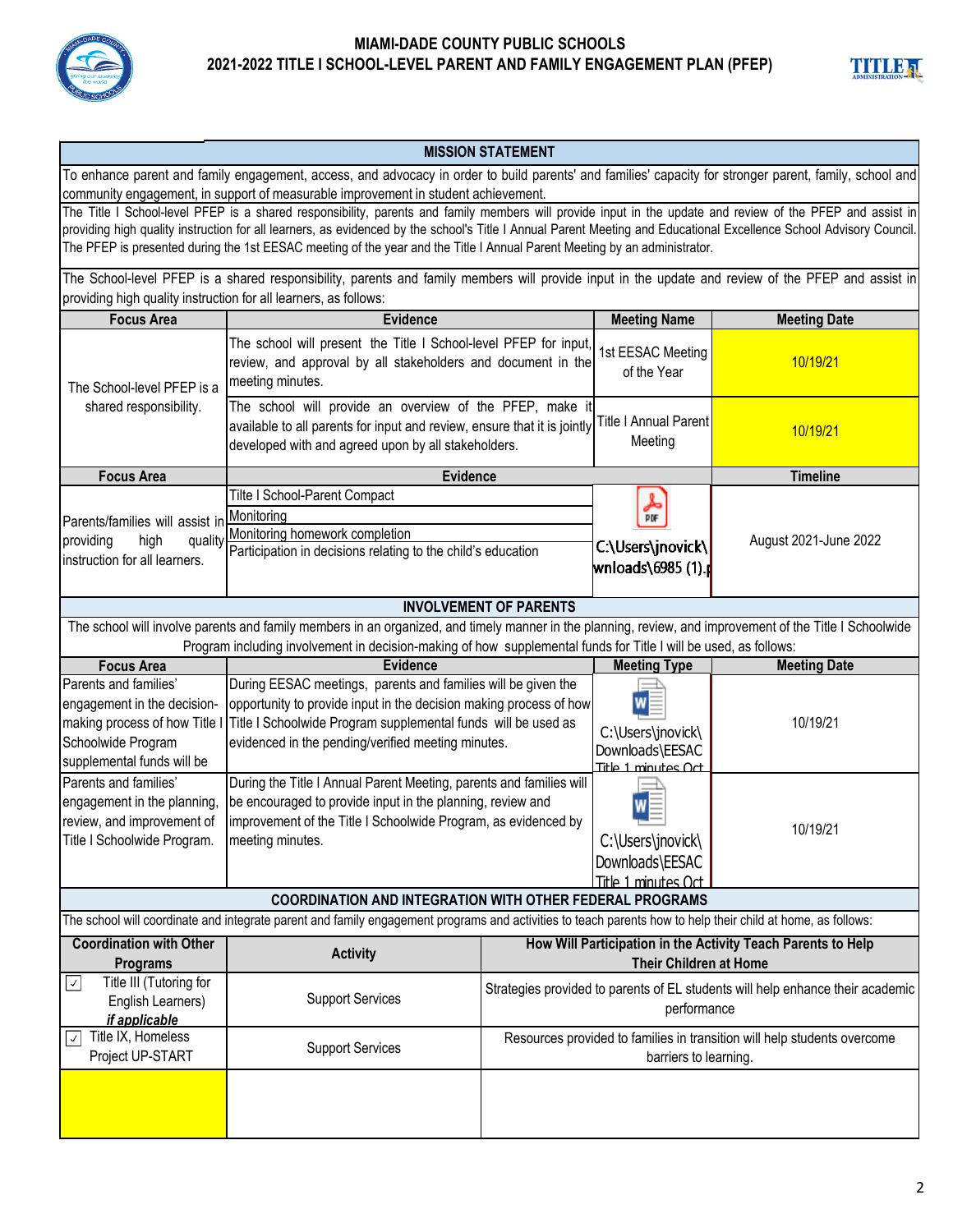## MIAMI-DADE COUNTY PUBLIC SCHOOLS
## 2021-2022 TITLE I SCHOOL-LEVEL PARENT AND FAMILY ENGAGEMENT PLAN (PFEP)

### MISSION STATEMENT

To enhance parent and family engagement, access, and advocacy in order to build parents' and families' capacity for stronger parent, family, school and community engagement, in support of measurable improvement in student achievement.

The Title I School-level PFEP is a shared responsibility, parents and family members will provide input in the update and review of the PFEP and assist in providing high quality instruction for all learners, as evidenced by the school's Title I Annual Parent Meeting and Educational Excellence School Advisory Council. The PFEP is presented during the 1st EESAC meeting of the year and the Title I Annual Parent Meeting by an administrator.

The School-level PFEP is a shared responsibility, parents and family members will provide input in the update and review of the PFEP and assist in providing high quality instruction for all learners, as follows:

| Focus Area | Evidence | Meeting Name | Meeting Date |
|---|---|---|---|
| The School-level PFEP is a shared responsibility. | The school will present the Title I School-level PFEP for input, review, and approval by all stakeholders and document in the meeting minutes. | 1st EESAC Meeting of the Year | 10/19/21 |
| | The school will provide an overview of the PFEP, make it available to all parents for input and review, ensure that it is jointly developed with and agreed upon by all stakeholders. | Title I Annual Parent Meeting | 10/19/21 |

| Focus Area | Evidence | | Timeline |
|---|---|---|---|
| Parents/families will assist in providing high quality instruction for all learners. | Tilte I School-Parent Compact<br>Monitoring<br>Monitoring homework completion<br>Participation in decisions relating to the child's education | C:\Users\jnovick\wnloads\6985 (1).p | August 2021-June 2022 |

### INVOLVEMENT OF PARENTS

The school will involve parents and family members in an organized, and timely manner in the planning, review, and improvement of the Title I Schoolwide Program including involvement in decision-making of how supplemental funds for Title I will be used, as follows:

| Focus Area | Evidence | Meeting Type | Meeting Date |
|---|---|---|---|
| Parents and families' engagement in the decision-making process of how Title I Schoolwide Program supplemental funds will be | During EESAC meetings, parents and families will be given the opportunity to provide input in the decision making process of how Title I Schoolwide Program supplemental funds will be used as evidenced in the pending/verified meeting minutes. | C:\Users\jnovick\Downloads\EESAC Title 1 minutes Oct | 10/19/21 |
| Parents and families' engagement in the planning, review, and improvement of Title I Schoolwide Program. | During the Title I Annual Parent Meeting, parents and families will be encouraged to provide input in the planning, review and improvement of the Title I Schoolwide Program, as evidenced by meeting minutes. | C:\Users\jnovick\Downloads\EESAC Title 1 minutes Oct | 10/19/21 |

### COORDINATION AND INTEGRATION WITH OTHER FEDERAL PROGRAMS

The school will coordinate and integrate parent and family engagement programs and activities to teach parents how to help their child at home, as follows:

| Coordination with Other Programs | Activity | How Will Participation in the Activity Teach Parents to Help Their Children at Home |
|---|---|---|
| ☑ Title III (Tutoring for English Learners) *if applicable* | Support Services | Strategies provided to parents of EL students will help enhance their academic performance |
| ☑ Title IX, Homeless Project UP-START | Support Services | Resources provided to families in transition will help students overcome barriers to learning. |
| | | |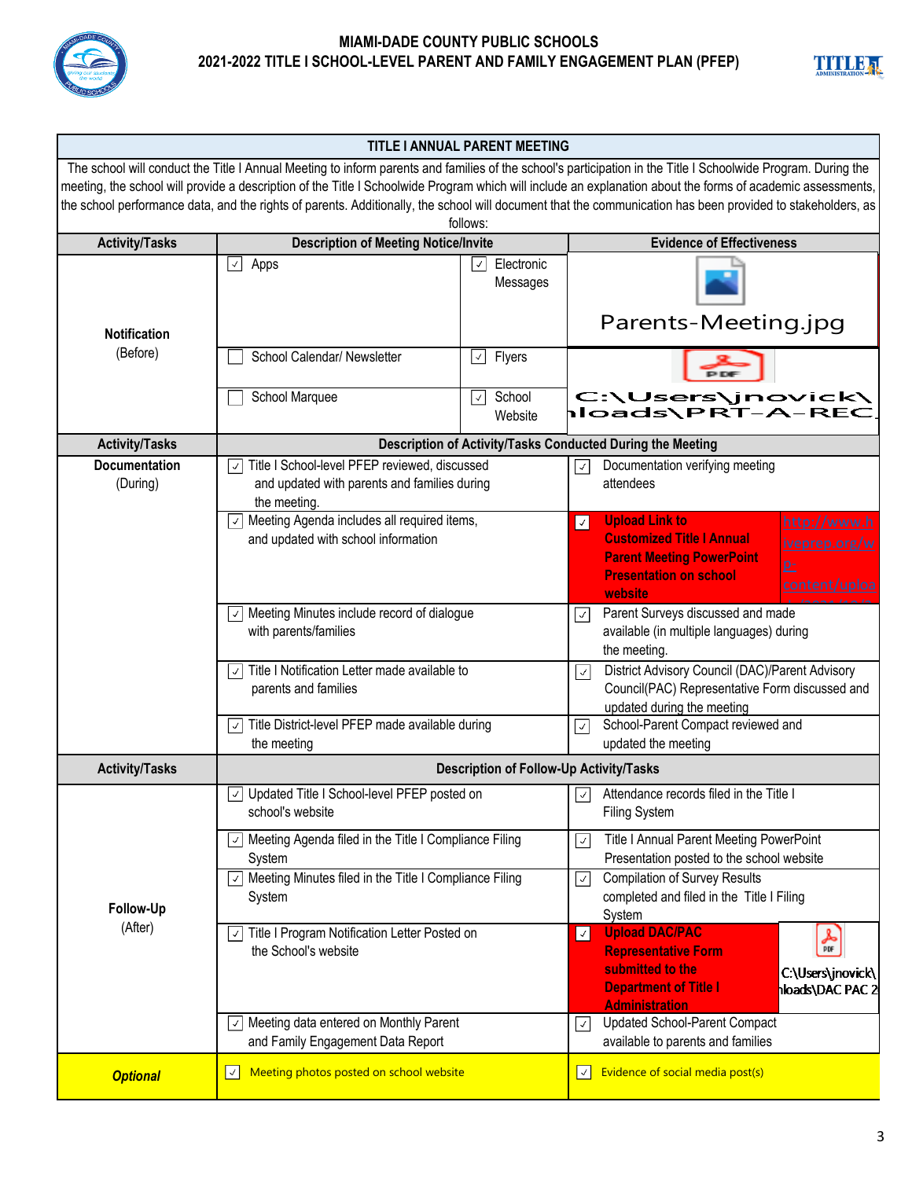# MIAMI-DADE COUNTY PUBLIC SCHOOLS
## 2021-2022 TITLE I SCHOOL-LEVEL PARENT AND FAMILY ENGAGEMENT PLAN (PFEP)

### TITLE I ANNUAL PARENT MEETING

The school will conduct the Title I Annual Meeting to inform parents and families of the school's participation in the Title I Schoolwide Program. During the meeting, the school will provide a description of the Title I Schoolwide Program which will include an explanation about the forms of academic assessments, the school performance data, and the rights of parents. Additionally, the school will document that the communication has been provided to stakeholders, as follows:

| Activity/Tasks | Description of Meeting Notice/Invite | | Evidence of Effectiveness |
|---|---|---|---|
| **Notification** (Before) | ☑ Apps | ☑ Electronic Messages | Parents-Meeting.jpg |
| | ☐ School Calendar/ Newsletter | ☑ Flyers | C:\Users\jnovick\ ...loads\PRT-A-REC... |
| | ☐ School Marquee | ☑ School Website | |

| Activity/Tasks | Description of Activity/Tasks Conducted During the Meeting | |
|---|---|---|
| **Documentation** (During) | ☑ Title I School-level PFEP reviewed, discussed and updated with parents and families during the meeting. | ☑ Documentation verifying meeting attendees |
| | ☑ Meeting Agenda includes all required items, and updated with school information | ☑ **Upload Link to Customized Title I Annual Parent Meeting PowerPoint Presentation on school website** http://www.h... iveprep.org/w... p-content/uploa... |
| | ☑ Meeting Minutes include record of dialogue with parents/families | ☑ Parent Surveys discussed and made available (in multiple languages) during the meeting. |
| | ☑ Title I Notification Letter made available to parents and families | ☑ District Advisory Council (DAC)/Parent Advisory Council(PAC) Representative Form discussed and updated during the meeting |
| | ☑ Title District-level PFEP made available during the meeting | ☑ School-Parent Compact reviewed and updated the meeting |

| Activity/Tasks | Description of Follow-Up Activity/Tasks | |
|---|---|---|
| **Follow-Up** (After) | ☑ Updated Title I School-level PFEP posted on school's website | ☑ Attendance records filed in the Title I Filing System |
| | ☑ Meeting Agenda filed in the Title I Compliance Filing System | ☑ Title I Annual Parent Meeting PowerPoint Presentation posted to the school website |
| | ☑ Meeting Minutes filed in the Title I Compliance Filing System | ☑ Compilation of Survey Results completed and filed in the Title I Filing System |
| | ☑ Title I Program Notification Letter Posted on the School's website | ☑ **Upload DAC/PAC Representative Form submitted to the Department of Title I Administration** C:\Users\jnovick\ ...loads\DAC PAC 2... |
| | ☑ Meeting data entered on Monthly Parent and Family Engagement Data Report | ☑ Updated School-Parent Compact available to parents and families |
| ***Optional*** | ☑ Meeting photos posted on school website | ☑ Evidence of social media post(s) |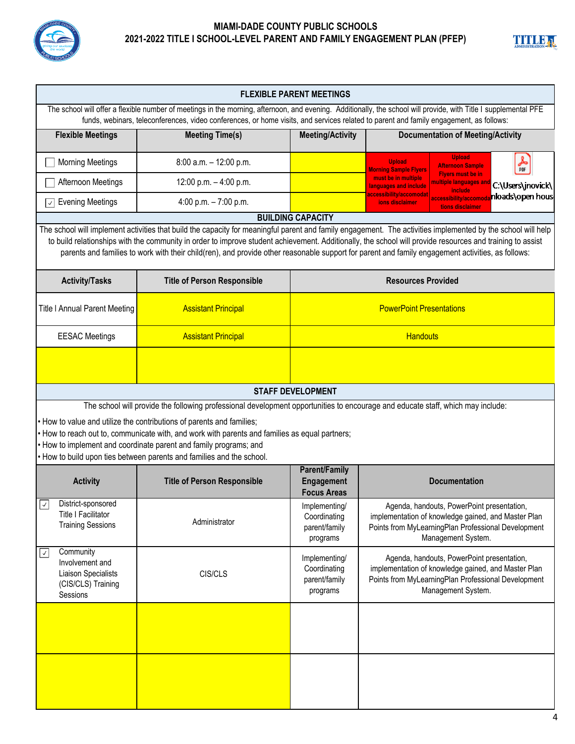# MIAMI-DADE COUNTY PUBLIC SCHOOLS
## 2021-2022 TITLE I SCHOOL-LEVEL PARENT AND FAMILY ENGAGEMENT PLAN (PFEP)

### FLEXIBLE PARENT MEETINGS

The school will offer a flexible number of meetings in the morning, afternoon, and evening. Additionally, the school will provide, with Title I supplemental PFE funds, webinars, teleconferences, video conferences, or home visits, and services related to parent and family engagement, as follows:

| Flexible Meetings | Meeting Time(s) | Meeting/Activity | Documentation of Meeting/Activity | | |
|---|---|---|---|---|---|
| ☐ Morning Meetings | 8:00 a.m. – 12:00 p.m. | | Upload Morning Sample Flyers must be in multiple languages and include accessibility/accomodations disclaimer | Upload Afternoon Sample Flyers must be in multiple languages and include accessibility/accomodations disclaimer | C:\Users\jnovick\ nloads\open hous |
| ☐ Afternoon Meetings | 12:00 p.m. – 4:00 p.m. | | | | |
| ☑ Evening Meetings | 4:00 p.m. – 7:00 p.m. | | | | |

### BUILDING CAPACITY

The school will implement activities that build the capacity for meaningful parent and family engagement. The activities implemented by the school will help to build relationships with the community in order to improve student achievement. Additionally, the school will provide resources and training to assist parents and families to work with their child(ren), and provide other reasonable support for parent and family engagement activities, as follows:

| Activity/Tasks | Title of Person Responsible | Resources Provided |
|---|---|---|
| Title I Annual Parent Meeting | Assistant Principal | PowerPoint Presentations |
| EESAC Meetings | Assistant Principal | Handouts |
| | | |

### STAFF DEVELOPMENT

The school will provide the following professional development opportunities to encourage and educate staff, which may include:

- How to value and utilize the contributions of parents and families;
- How to reach out to, communicate with, and work with parents and families as equal partners;
- How to implement and coordinate parent and family programs; and
- How to build upon ties between parents and families and the school.

| Activity | Title of Person Responsible | Parent/Family Engagement Focus Areas | Documentation |
|---|---|---|---|
| ☑ District-sponsored Title I Facilitator Training Sessions | Administrator | Implementing/ Coordinating parent/family programs | Agenda, handouts, PowerPoint presentation, implementation of knowledge gained, and Master Plan Points from MyLearningPlan Professional Development Management System. |
| ☑ Community Involvement and Liaison Specialists (CIS/CLS) Training Sessions | CIS/CLS | Implementing/ Coordinating parent/family programs | Agenda, handouts, PowerPoint presentation, implementation of knowledge gained, and Master Plan Points from MyLearningPlan Professional Development Management System. |
| | | | |
| | | | |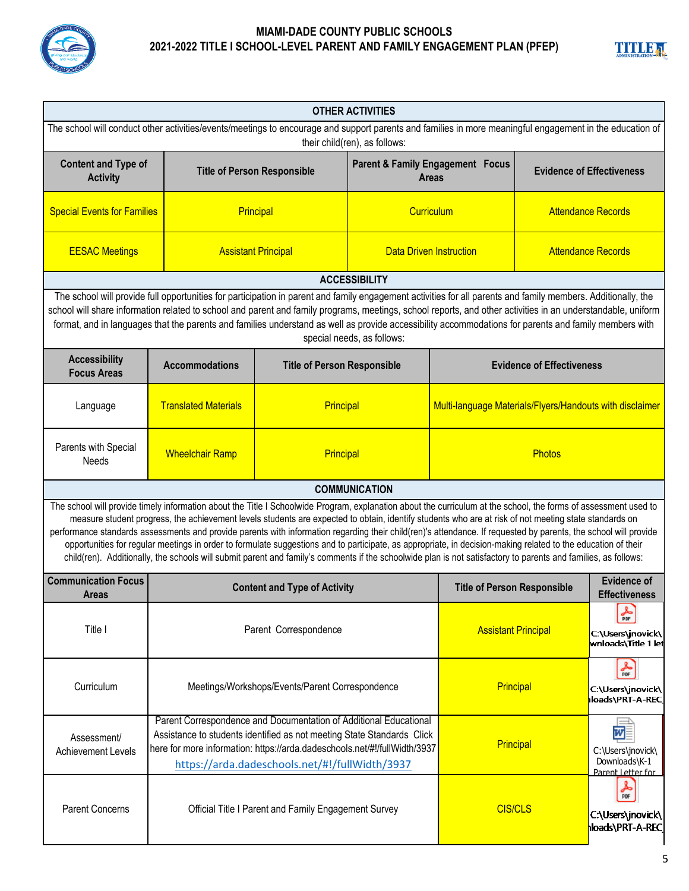# MIAMI-DADE COUNTY PUBLIC SCHOOLS
## 2021-2022 TITLE I SCHOOL-LEVEL PARENT AND FAMILY ENGAGEMENT PLAN (PFEP)

### OTHER ACTIVITIES

The school will conduct other activities/events/meetings to encourage and support parents and families in more meaningful engagement in the education of their child(ren), as follows:

| Content and Type of Activity | Title of Person Responsible | Parent & Family Engagement Focus Areas | Evidence of Effectiveness |
|---|---|---|---|
| Special Events for Families | Principal | Curriculum | Attendance Records |
| EESAC Meetings | Assistant Principal | Data Driven Instruction | Attendance Records |

### ACCESSIBILITY

The school will provide full opportunities for participation in parent and family engagement activities for all parents and family members. Additionally, the school will share information related to school and parent and family programs, meetings, school reports, and other activities in an understandable, uniform format, and in languages that the parents and families understand as well as provide accessibility accommodations for parents and family members with special needs, as follows:

| Accessibility Focus Areas | Accommodations | Title of Person Responsible | Evidence of Effectiveness |
|---|---|---|---|
| Language | Translated Materials | Principal | Multi-language Materials/Flyers/Handouts with disclaimer |
| Parents with Special Needs | Wheelchair Ramp | Principal | Photos |

### COMMUNICATION

The school will provide timely information about the Title I Schoolwide Program, explanation about the curriculum at the school, the forms of assessment used to measure student progress, the achievement levels students are expected to obtain, identify students who are at risk of not meeting state standards on performance standards assessments and provide parents with information regarding their child(ren)'s attendance. If requested by parents, the school will provide opportunities for regular meetings in order to formulate suggestions and to participate, as appropriate, in decision-making related to the education of their child(ren). Additionally, the schools will submit parent and family's comments if the schoolwide plan is not satisfactory to parents and families, as follows:

| Communication Focus Areas | Content and Type of Activity | Title of Person Responsible | Evidence of Effectiveness |
|---|---|---|---|
| Title I | Parent Correspondence | Assistant Principal | C:\Users\jnovick\ wnloads\Title 1 let |
| Curriculum | Meetings/Workshops/Events/Parent Correspondence | Principal | C:\Users\jnovick\ lloads\PRT-A-REC |
| Assessment/ Achievement Levels | Parent Correspondence and Documentation of Additional Educational Assistance to students identified as not meeting State Standards Click here for more information: https://arda.dadeschools.net/#!/fullWidth/3937 https://arda.dadeschools.net/#!/fullWidth/3937 | Principal | C:\Users\jnovick\ Downloads\K-1 Parent Letter for |
| Parent Concerns | Official Title I Parent and Family Engagement Survey | CIS/CLS | C:\Users\jnovick\ lloads\PRT-A-REC |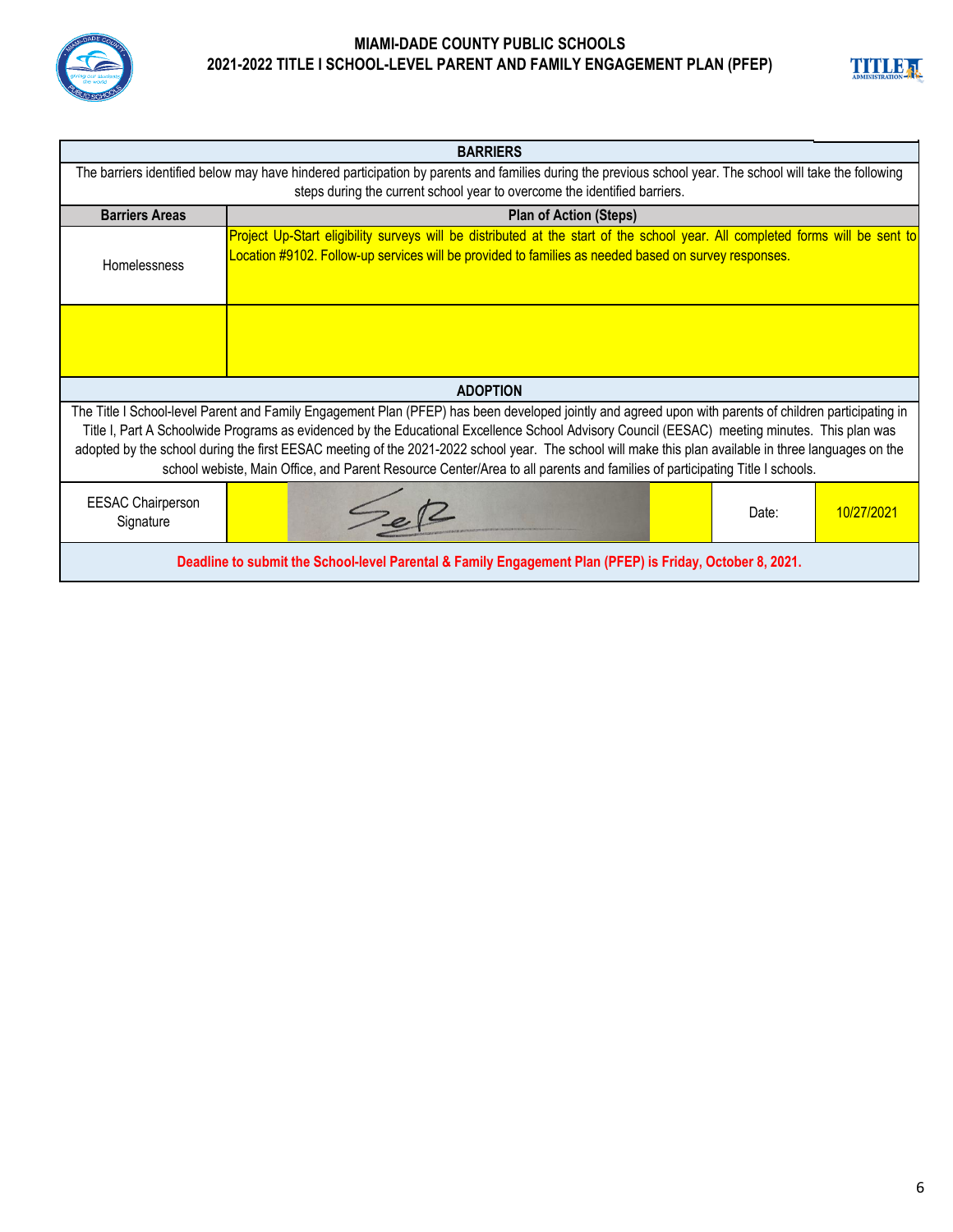**MIAMI-DADE COUNTY PUBLIC SCHOOLS**
**2021-2022 TITLE I SCHOOL-LEVEL PARENT AND FAMILY ENGAGEMENT PLAN (PFEP)**

| BARRIERS | |
|---|---|
| The barriers identified below may have hindered participation by parents and families during the previous school year. The school will take the following steps during the current school year to overcome the identified barriers. | |
| **Barriers Areas** | **Plan of Action (Steps)** |
| Homelessness | Project Up-Start eligibility surveys will be distributed at the start of the school year. All completed forms will be sent to Location #9102. Follow-up services will be provided to families as needed based on survey responses. |
| | |

| ADOPTION | | | |
|---|---|---|---|
| The Title I School-level Parent and Family Engagement Plan (PFEP) has been developed jointly and agreed upon with parents of children participating in Title I, Part A Schoolwide Programs as evidenced by the Educational Excellence School Advisory Council (EESAC) meeting minutes. This plan was adopted by the school during the first EESAC meeting of the 2021-2022 school year. The school will make this plan available in three languages on the school webiste, Main Office, and Parent Resource Center/Area to all parents and families of participating Title I schools. | | | |
| EESAC Chairperson Signature | [signature] | Date: | 10/27/2021 |

**Deadline to submit the School-level Parental & Family Engagement Plan (PFEP) is Friday, October 8, 2021.**